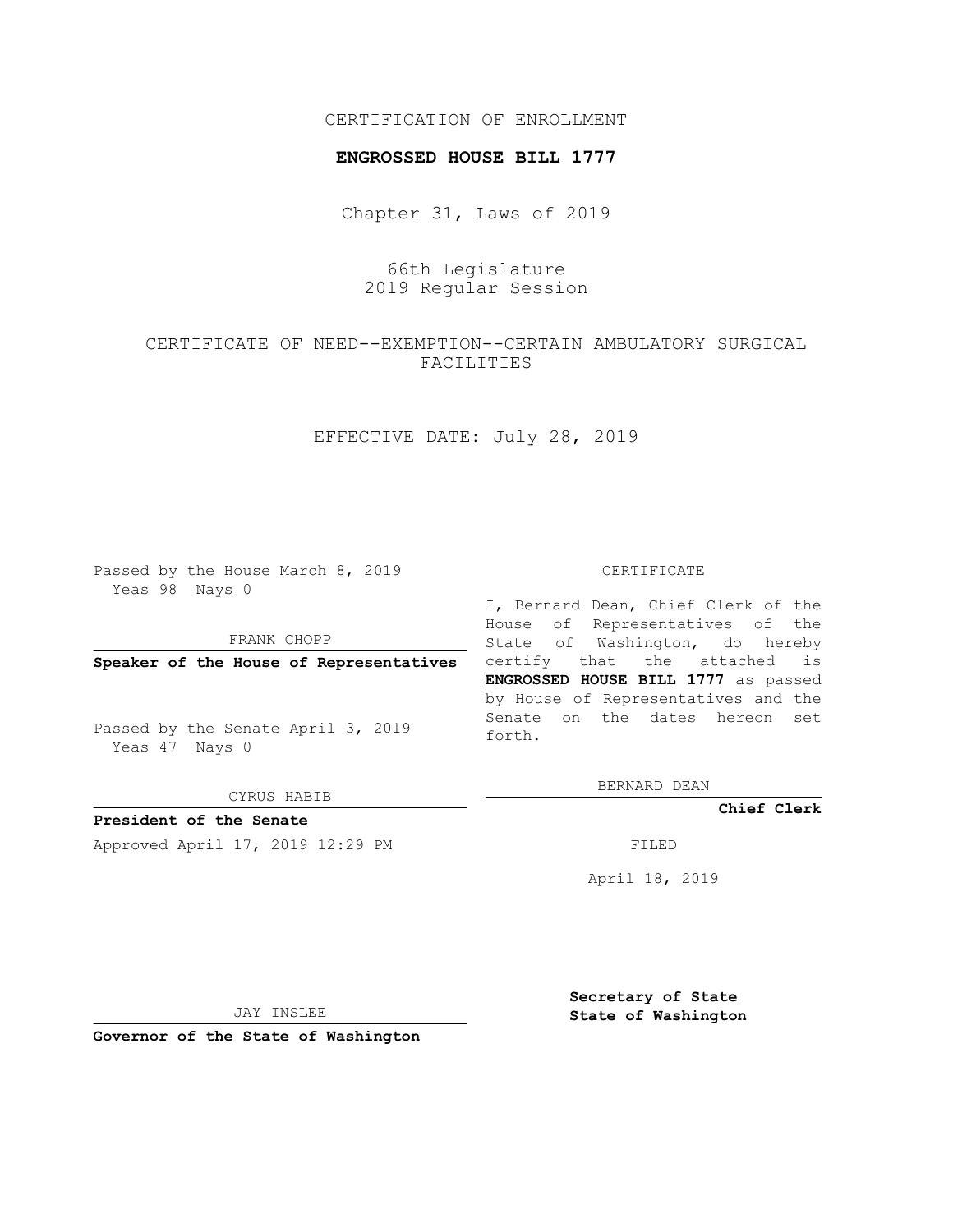CERTIFICATION OF ENROLLMENT

**ENGROSSED HOUSE BILL 1777**

Chapter 31, Laws of 2019

66th Legislature
2019 Regular Session

CERTIFICATE OF NEED--EXEMPTION--CERTAIN AMBULATORY SURGICAL FACILITIES

EFFECTIVE DATE: July 28, 2019

Passed by the House March 8, 2019
Yeas 98 Nays 0

FRANK CHOPP

**Speaker of the House of Representatives**

Passed by the Senate April 3, 2019
Yeas 47 Nays 0

CYRUS HABIB

**President of the Senate**

Approved April 17, 2019 12:29 PM

JAY INSLEE

**Governor of the State of Washington**

CERTIFICATE

I, Bernard Dean, Chief Clerk of the House of Representatives of the State of Washington, do hereby certify that the attached is **ENGROSSED HOUSE BILL 1777** as passed by House of Representatives and the Senate on the dates hereon set forth.

BERNARD DEAN

**Chief Clerk**

FILED

April 18, 2019

**Secretary of State**
**State of Washington**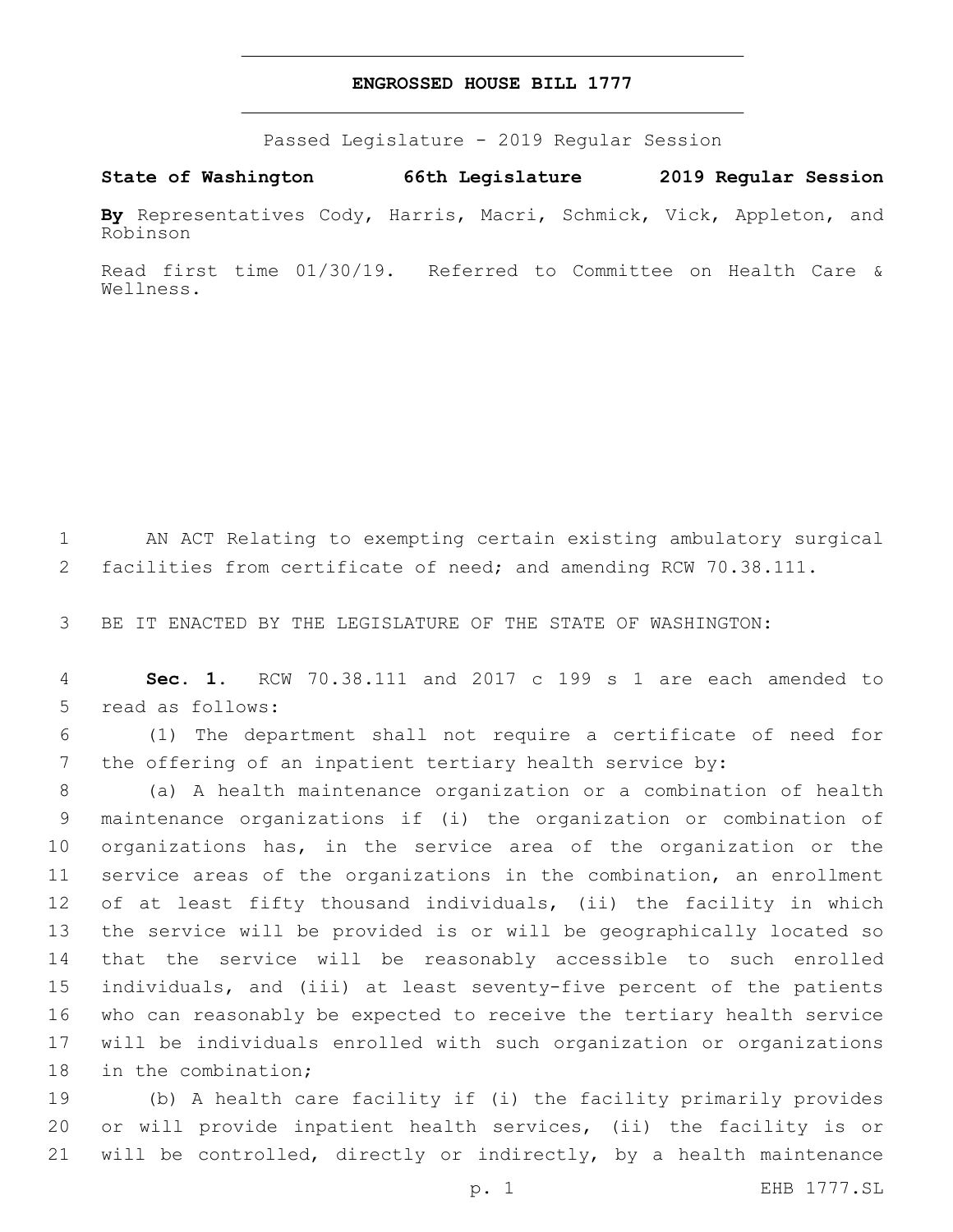# ENGROSSED HOUSE BILL 1777

Passed Legislature - 2019 Regular Session

**State of Washington 66th Legislature 2019 Regular Session**

**By** Representatives Cody, Harris, Macri, Schmick, Vick, Appleton, and Robinson

Read first time 01/30/19. Referred to Committee on Health Care & Wellness.

AN ACT Relating to exempting certain existing ambulatory surgical facilities from certificate of need; and amending RCW 70.38.111.

BE IT ENACTED BY THE LEGISLATURE OF THE STATE OF WASHINGTON:

**Sec. 1.** RCW 70.38.111 and 2017 c 199 s 1 are each amended to read as follows:

(1) The department shall not require a certificate of need for the offering of an inpatient tertiary health service by:

(a) A health maintenance organization or a combination of health maintenance organizations if (i) the organization or combination of organizations has, in the service area of the organization or the service areas of the organizations in the combination, an enrollment of at least fifty thousand individuals, (ii) the facility in which the service will be provided is or will be geographically located so that the service will be reasonably accessible to such enrolled individuals, and (iii) at least seventy-five percent of the patients who can reasonably be expected to receive the tertiary health service will be individuals enrolled with such organization or organizations in the combination;

(b) A health care facility if (i) the facility primarily provides or will provide inpatient health services, (ii) the facility is or will be controlled, directly or indirectly, by a health maintenance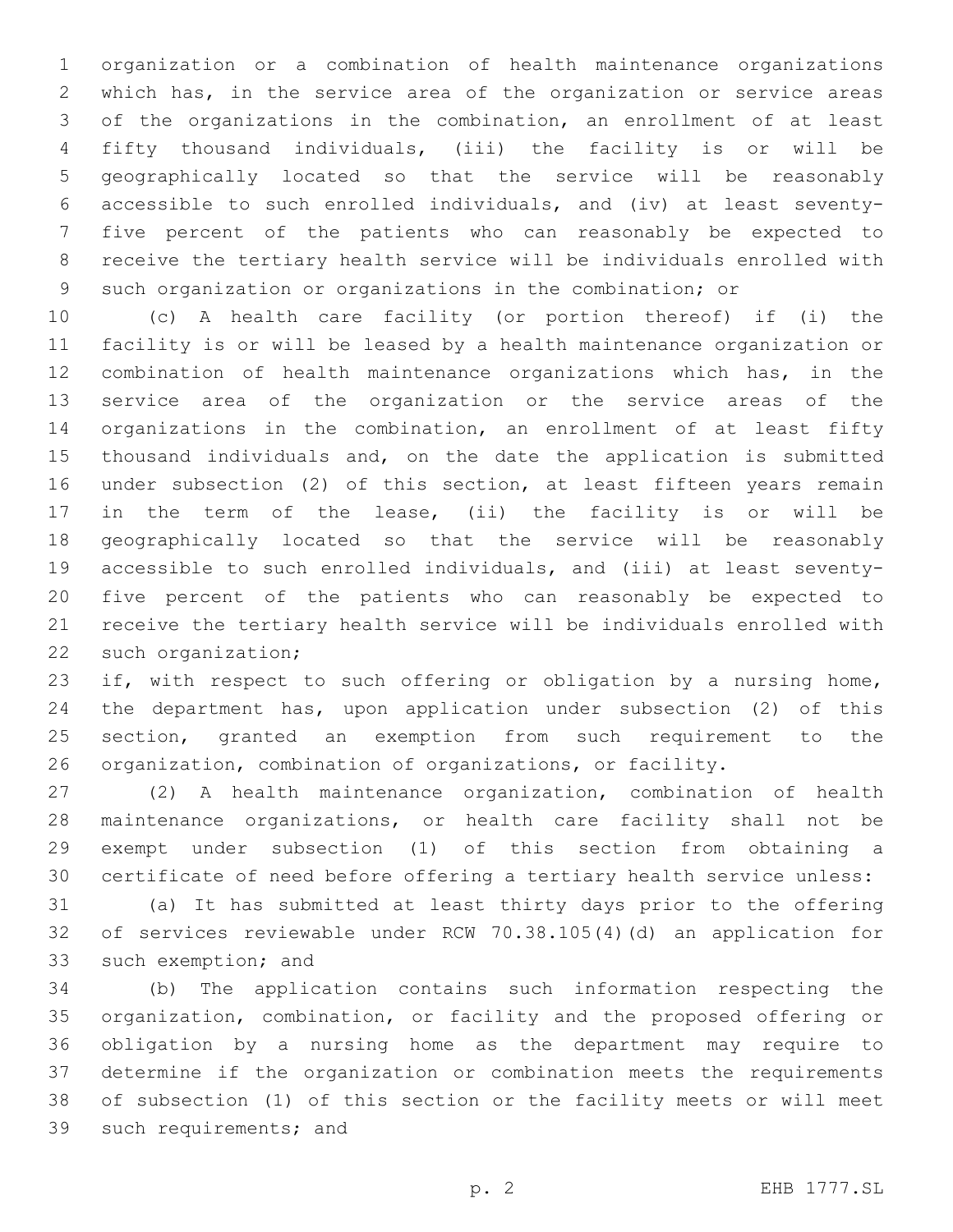organization or a combination of health maintenance organizations which has, in the service area of the organization or service areas of the organizations in the combination, an enrollment of at least fifty thousand individuals, (iii) the facility is or will be geographically located so that the service will be reasonably accessible to such enrolled individuals, and (iv) at least seventy-five percent of the patients who can reasonably be expected to receive the tertiary health service will be individuals enrolled with such organization or organizations in the combination; or

(c) A health care facility (or portion thereof) if (i) the facility is or will be leased by a health maintenance organization or combination of health maintenance organizations which has, in the service area of the organization or the service areas of the organizations in the combination, an enrollment of at least fifty thousand individuals and, on the date the application is submitted under subsection (2) of this section, at least fifteen years remain in the term of the lease, (ii) the facility is or will be geographically located so that the service will be reasonably accessible to such enrolled individuals, and (iii) at least seventy-five percent of the patients who can reasonably be expected to receive the tertiary health service will be individuals enrolled with such organization;

if, with respect to such offering or obligation by a nursing home, the department has, upon application under subsection (2) of this section, granted an exemption from such requirement to the organization, combination of organizations, or facility.

(2) A health maintenance organization, combination of health maintenance organizations, or health care facility shall not be exempt under subsection (1) of this section from obtaining a certificate of need before offering a tertiary health service unless:

(a) It has submitted at least thirty days prior to the offering of services reviewable under RCW 70.38.105(4)(d) an application for such exemption; and

(b) The application contains such information respecting the organization, combination, or facility and the proposed offering or obligation by a nursing home as the department may require to determine if the organization or combination meets the requirements of subsection (1) of this section or the facility meets or will meet such requirements; and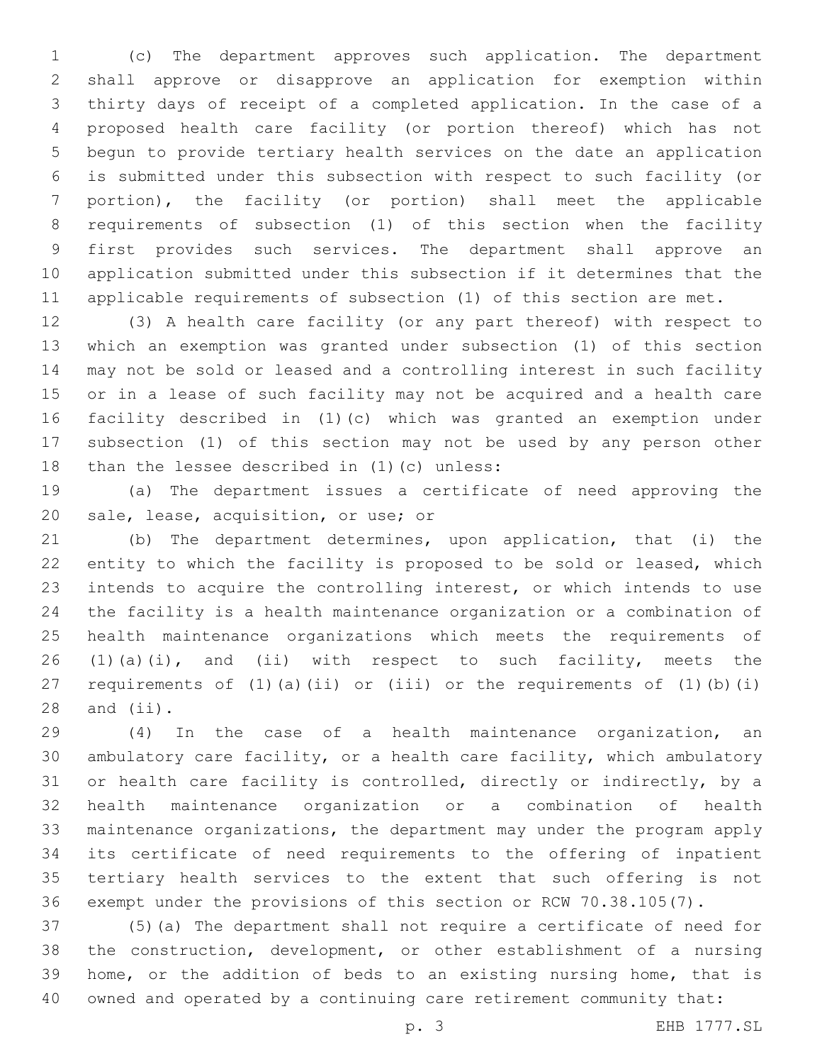(c) The department approves such application. The department shall approve or disapprove an application for exemption within thirty days of receipt of a completed application. In the case of a proposed health care facility (or portion thereof) which has not begun to provide tertiary health services on the date an application is submitted under this subsection with respect to such facility (or portion), the facility (or portion) shall meet the applicable requirements of subsection (1) of this section when the facility first provides such services. The department shall approve an application submitted under this subsection if it determines that the applicable requirements of subsection (1) of this section are met.

(3) A health care facility (or any part thereof) with respect to which an exemption was granted under subsection (1) of this section may not be sold or leased and a controlling interest in such facility or in a lease of such facility may not be acquired and a health care facility described in (1)(c) which was granted an exemption under subsection (1) of this section may not be used by any person other than the lessee described in (1)(c) unless:

(a) The department issues a certificate of need approving the sale, lease, acquisition, or use; or

(b) The department determines, upon application, that (i) the entity to which the facility is proposed to be sold or leased, which intends to acquire the controlling interest, or which intends to use the facility is a health maintenance organization or a combination of health maintenance organizations which meets the requirements of (1)(a)(i), and (ii) with respect to such facility, meets the requirements of (1)(a)(ii) or (iii) or the requirements of (1)(b)(i) and (ii).

(4) In the case of a health maintenance organization, an ambulatory care facility, or a health care facility, which ambulatory or health care facility is controlled, directly or indirectly, by a health maintenance organization or a combination of health maintenance organizations, the department may under the program apply its certificate of need requirements to the offering of inpatient tertiary health services to the extent that such offering is not exempt under the provisions of this section or RCW 70.38.105(7).

(5)(a) The department shall not require a certificate of need for the construction, development, or other establishment of a nursing home, or the addition of beds to an existing nursing home, that is owned and operated by a continuing care retirement community that: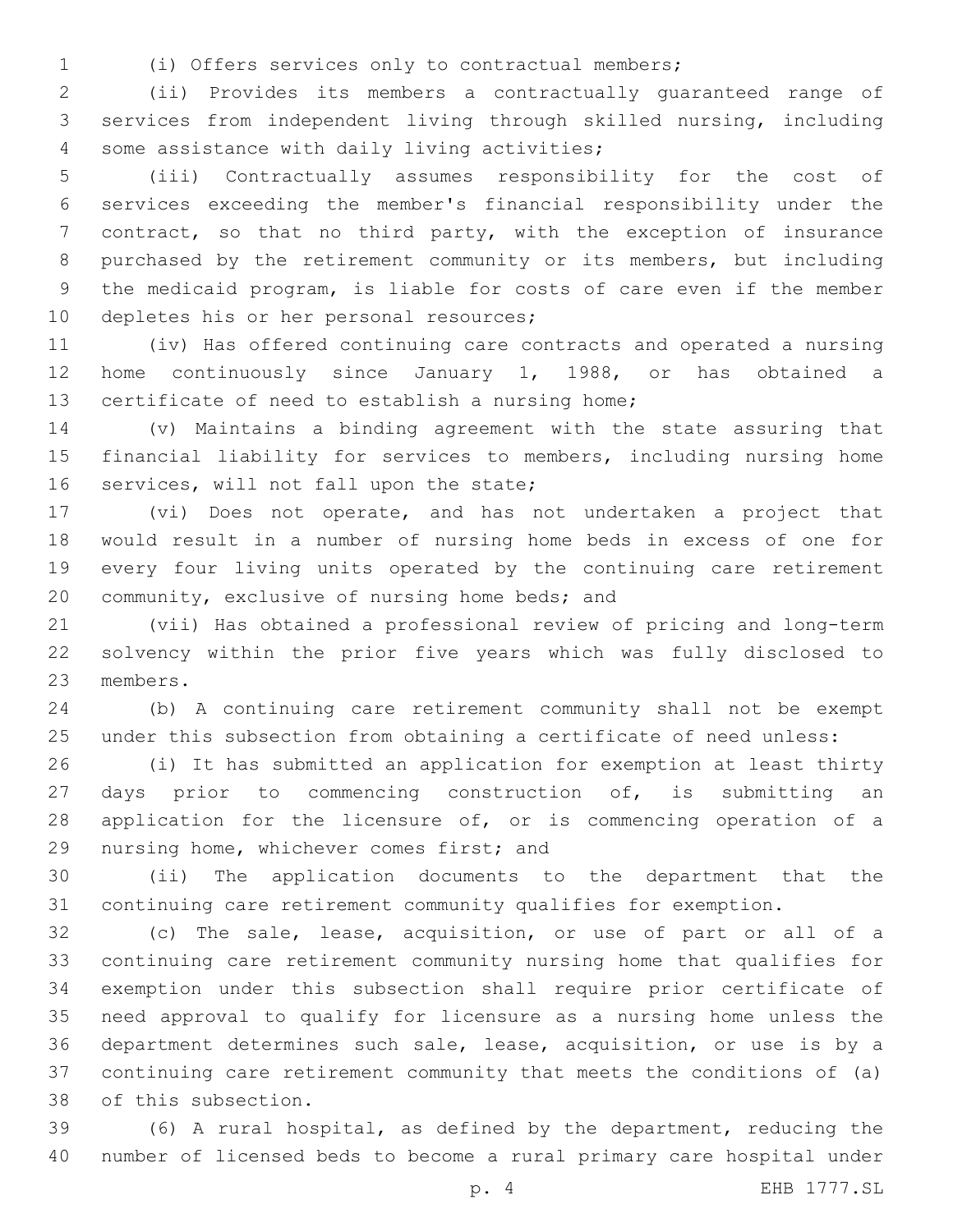(i) Offers services only to contractual members;

(ii) Provides its members a contractually guaranteed range of services from independent living through skilled nursing, including some assistance with daily living activities;

(iii) Contractually assumes responsibility for the cost of services exceeding the member's financial responsibility under the contract, so that no third party, with the exception of insurance purchased by the retirement community or its members, but including the medicaid program, is liable for costs of care even if the member depletes his or her personal resources;

(iv) Has offered continuing care contracts and operated a nursing home continuously since January 1, 1988, or has obtained a certificate of need to establish a nursing home;

(v) Maintains a binding agreement with the state assuring that financial liability for services to members, including nursing home services, will not fall upon the state;

(vi) Does not operate, and has not undertaken a project that would result in a number of nursing home beds in excess of one for every four living units operated by the continuing care retirement community, exclusive of nursing home beds; and

(vii) Has obtained a professional review of pricing and long-term solvency within the prior five years which was fully disclosed to members.

(b) A continuing care retirement community shall not be exempt under this subsection from obtaining a certificate of need unless:

(i) It has submitted an application for exemption at least thirty days prior to commencing construction of, is submitting an application for the licensure of, or is commencing operation of a nursing home, whichever comes first; and

(ii) The application documents to the department that the continuing care retirement community qualifies for exemption.

(c) The sale, lease, acquisition, or use of part or all of a continuing care retirement community nursing home that qualifies for exemption under this subsection shall require prior certificate of need approval to qualify for licensure as a nursing home unless the department determines such sale, lease, acquisition, or use is by a continuing care retirement community that meets the conditions of (a) of this subsection.

(6) A rural hospital, as defined by the department, reducing the number of licensed beds to become a rural primary care hospital under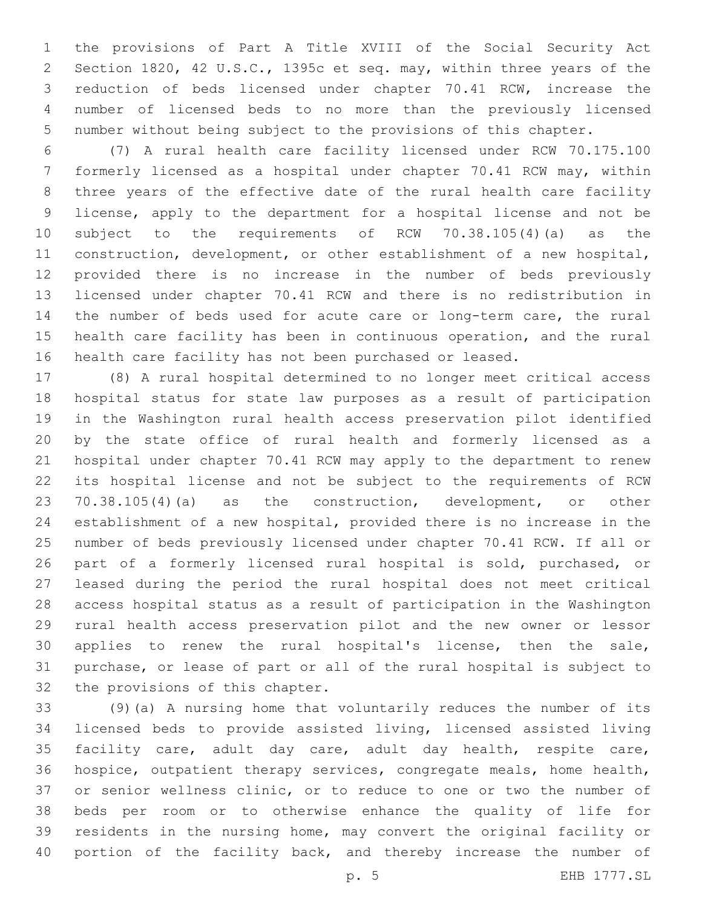the provisions of Part A Title XVIII of the Social Security Act Section 1820, 42 U.S.C., 1395c et seq. may, within three years of the reduction of beds licensed under chapter 70.41 RCW, increase the number of licensed beds to no more than the previously licensed number without being subject to the provisions of this chapter.

(7) A rural health care facility licensed under RCW 70.175.100 formerly licensed as a hospital under chapter 70.41 RCW may, within three years of the effective date of the rural health care facility license, apply to the department for a hospital license and not be subject to the requirements of RCW 70.38.105(4)(a) as the construction, development, or other establishment of a new hospital, provided there is no increase in the number of beds previously licensed under chapter 70.41 RCW and there is no redistribution in the number of beds used for acute care or long-term care, the rural health care facility has been in continuous operation, and the rural health care facility has not been purchased or leased.

(8) A rural hospital determined to no longer meet critical access hospital status for state law purposes as a result of participation in the Washington rural health access preservation pilot identified by the state office of rural health and formerly licensed as a hospital under chapter 70.41 RCW may apply to the department to renew its hospital license and not be subject to the requirements of RCW 70.38.105(4)(a) as the construction, development, or other establishment of a new hospital, provided there is no increase in the number of beds previously licensed under chapter 70.41 RCW. If all or part of a formerly licensed rural hospital is sold, purchased, or leased during the period the rural hospital does not meet critical access hospital status as a result of participation in the Washington rural health access preservation pilot and the new owner or lessor applies to renew the rural hospital's license, then the sale, purchase, or lease of part or all of the rural hospital is subject to the provisions of this chapter.

(9)(a) A nursing home that voluntarily reduces the number of its licensed beds to provide assisted living, licensed assisted living facility care, adult day care, adult day health, respite care, hospice, outpatient therapy services, congregate meals, home health, or senior wellness clinic, or to reduce to one or two the number of beds per room or to otherwise enhance the quality of life for residents in the nursing home, may convert the original facility or portion of the facility back, and thereby increase the number of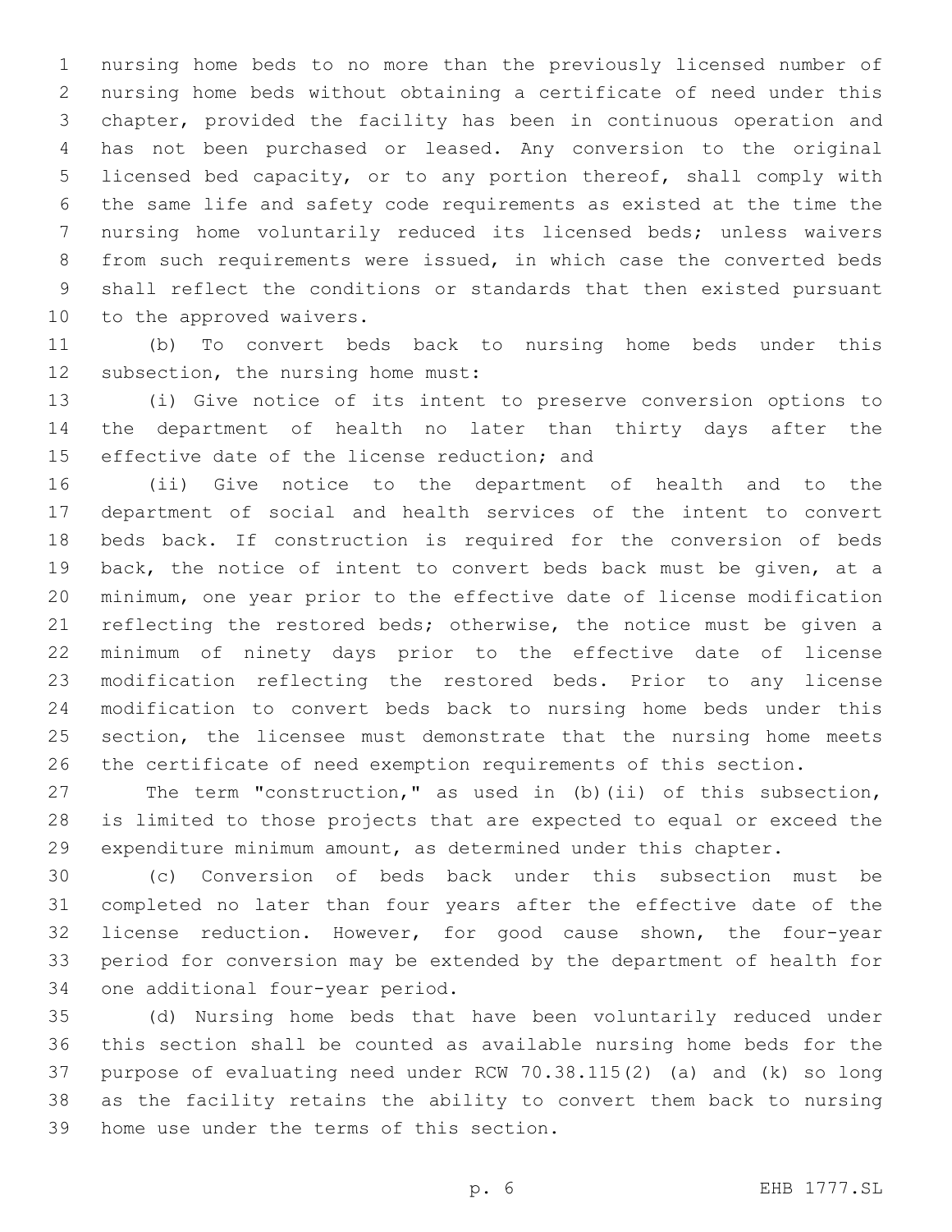nursing home beds to no more than the previously licensed number of nursing home beds without obtaining a certificate of need under this chapter, provided the facility has been in continuous operation and has not been purchased or leased. Any conversion to the original licensed bed capacity, or to any portion thereof, shall comply with the same life and safety code requirements as existed at the time the nursing home voluntarily reduced its licensed beds; unless waivers from such requirements were issued, in which case the converted beds shall reflect the conditions or standards that then existed pursuant to the approved waivers.

(b) To convert beds back to nursing home beds under this subsection, the nursing home must:

(i) Give notice of its intent to preserve conversion options to the department of health no later than thirty days after the effective date of the license reduction; and

(ii) Give notice to the department of health and to the department of social and health services of the intent to convert beds back. If construction is required for the conversion of beds back, the notice of intent to convert beds back must be given, at a minimum, one year prior to the effective date of license modification reflecting the restored beds; otherwise, the notice must be given a minimum of ninety days prior to the effective date of license modification reflecting the restored beds. Prior to any license modification to convert beds back to nursing home beds under this section, the licensee must demonstrate that the nursing home meets the certificate of need exemption requirements of this section.

The term "construction," as used in (b)(ii) of this subsection, is limited to those projects that are expected to equal or exceed the expenditure minimum amount, as determined under this chapter.

(c) Conversion of beds back under this subsection must be completed no later than four years after the effective date of the license reduction. However, for good cause shown, the four-year period for conversion may be extended by the department of health for one additional four-year period.

(d) Nursing home beds that have been voluntarily reduced under this section shall be counted as available nursing home beds for the purpose of evaluating need under RCW 70.38.115(2) (a) and (k) so long as the facility retains the ability to convert them back to nursing home use under the terms of this section.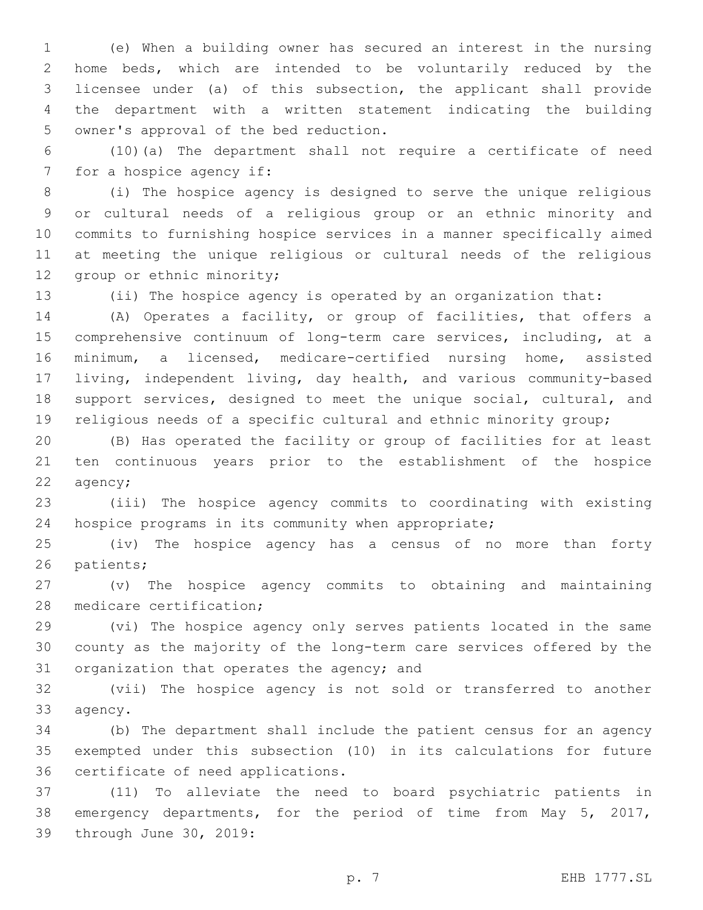(e) When a building owner has secured an interest in the nursing home beds, which are intended to be voluntarily reduced by the licensee under (a) of this subsection, the applicant shall provide the department with a written statement indicating the building owner's approval of the bed reduction.

(10)(a) The department shall not require a certificate of need for a hospice agency if:

(i) The hospice agency is designed to serve the unique religious or cultural needs of a religious group or an ethnic minority and commits to furnishing hospice services in a manner specifically aimed at meeting the unique religious or cultural needs of the religious group or ethnic minority;

(ii) The hospice agency is operated by an organization that:

(A) Operates a facility, or group of facilities, that offers a comprehensive continuum of long-term care services, including, at a minimum, a licensed, medicare-certified nursing home, assisted living, independent living, day health, and various community-based support services, designed to meet the unique social, cultural, and religious needs of a specific cultural and ethnic minority group;

(B) Has operated the facility or group of facilities for at least ten continuous years prior to the establishment of the hospice agency;

(iii) The hospice agency commits to coordinating with existing hospice programs in its community when appropriate;

(iv) The hospice agency has a census of no more than forty patients;

(v) The hospice agency commits to obtaining and maintaining medicare certification;

(vi) The hospice agency only serves patients located in the same county as the majority of the long-term care services offered by the organization that operates the agency; and

(vii) The hospice agency is not sold or transferred to another agency.

(b) The department shall include the patient census for an agency exempted under this subsection (10) in its calculations for future certificate of need applications.

(11) To alleviate the need to board psychiatric patients in emergency departments, for the period of time from May 5, 2017, through June 30, 2019: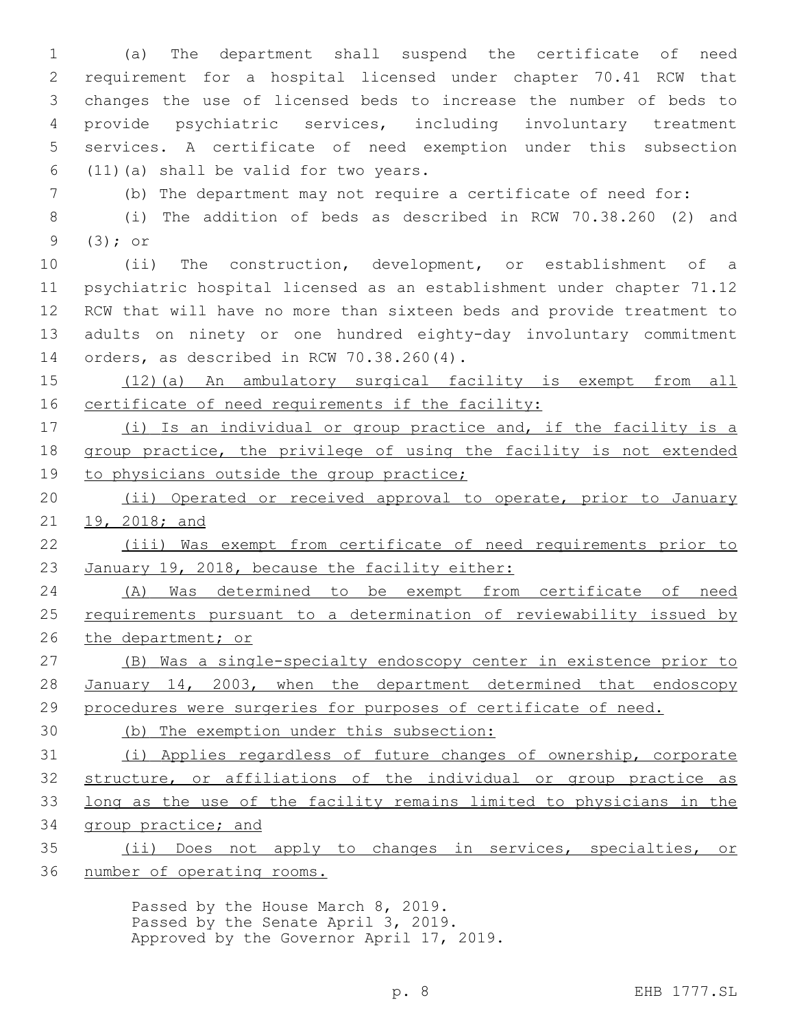(a) The department shall suspend the certificate of need requirement for a hospital licensed under chapter 70.41 RCW that changes the use of licensed beds to increase the number of beds to provide psychiatric services, including involuntary treatment services. A certificate of need exemption under this subsection (11)(a) shall be valid for two years.

(b) The department may not require a certificate of need for:

(i) The addition of beds as described in RCW 70.38.260 (2) and (3); or

(ii) The construction, development, or establishment of a psychiatric hospital licensed as an establishment under chapter 71.12 RCW that will have no more than sixteen beds and provide treatment to adults on ninety or one hundred eighty-day involuntary commitment orders, as described in RCW 70.38.260(4).

<u>(12)(a) An ambulatory surgical facility is exempt from all certificate of need requirements if the facility:</u>

<u>(i) Is an individual or group practice and, if the facility is a group practice, the privilege of using the facility is not extended to physicians outside the group practice;</u>

<u>(ii) Operated or received approval to operate, prior to January 19, 2018; and</u>

<u>(iii) Was exempt from certificate of need requirements prior to January 19, 2018, because the facility either:</u>

<u>(A) Was determined to be exempt from certificate of need requirements pursuant to a determination of reviewability issued by the department; or</u>

<u>(B) Was a single-specialty endoscopy center in existence prior to January 14, 2003, when the department determined that endoscopy procedures were surgeries for purposes of certificate of need.</u>

<u>(b) The exemption under this subsection:</u>

<u>(i) Applies regardless of future changes of ownership, corporate structure, or affiliations of the individual or group practice as long as the use of the facility remains limited to physicians in the group practice; and</u>

<u>(ii) Does not apply to changes in services, specialties, or number of operating rooms.</u>

Passed by the House March 8, 2019.
Passed by the Senate April 3, 2019.
Approved by the Governor April 17, 2019.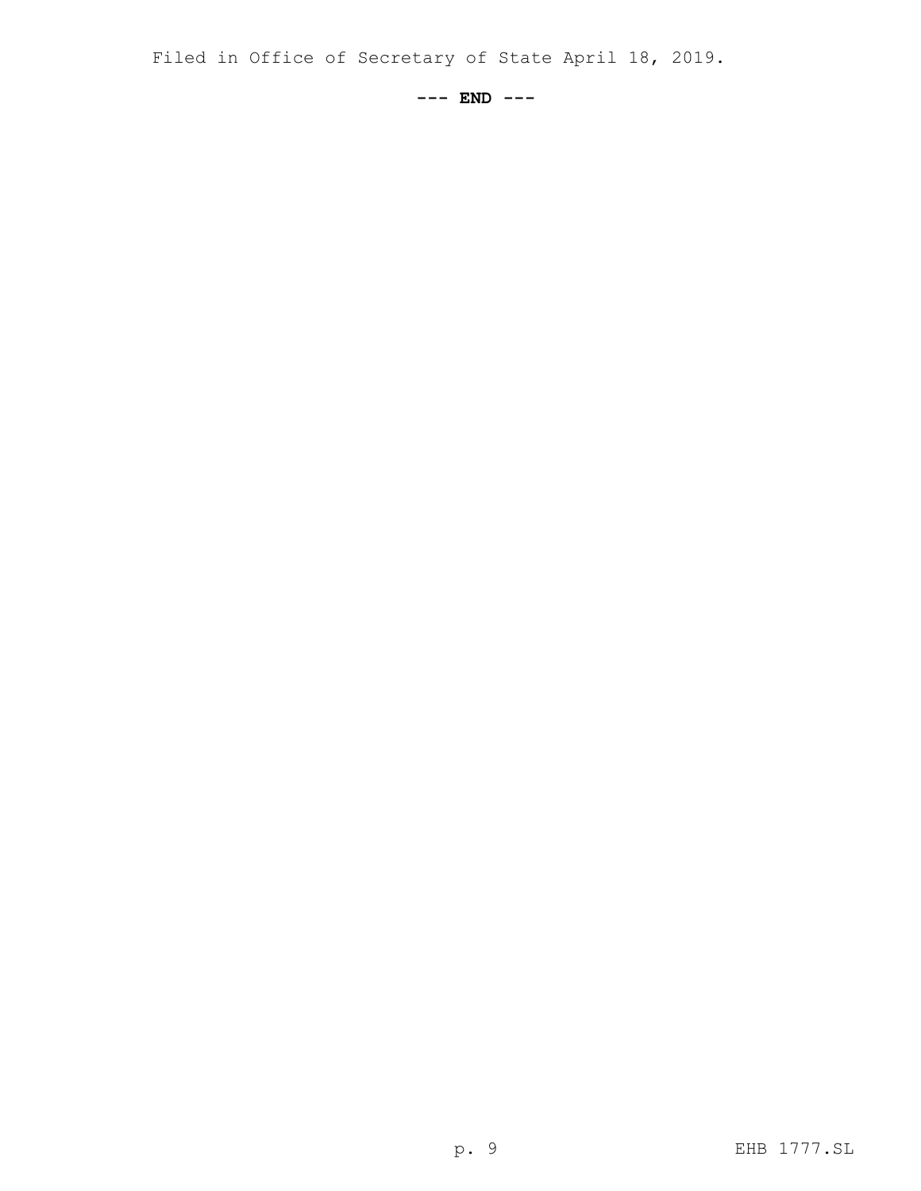Filed in Office of Secretary of State April 18, 2019.

**--- END ---**